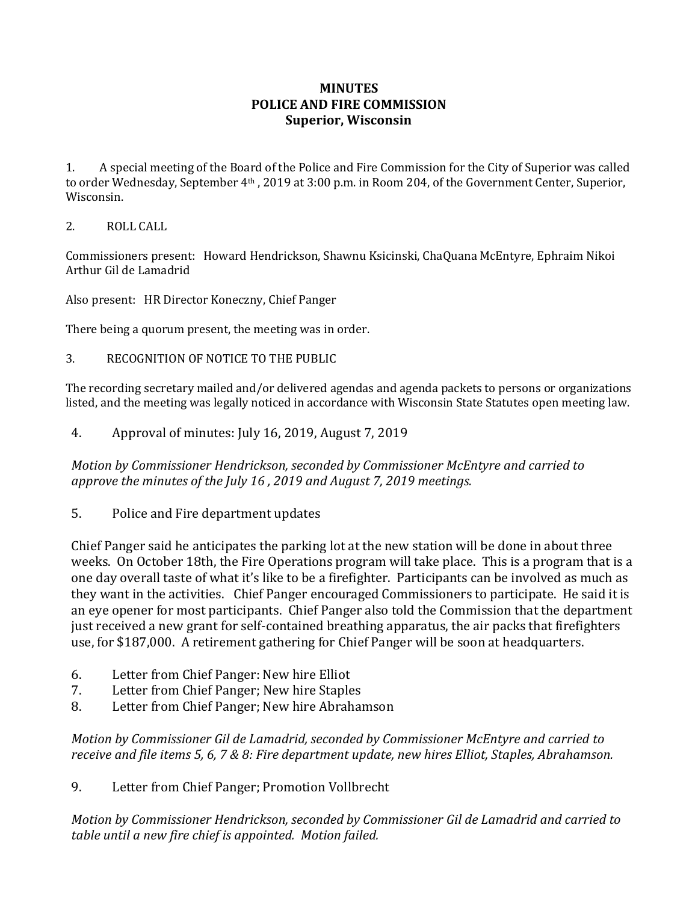# MINUTES
# POLICE AND FIRE COMMISSION
# Superior, Wisconsin

1. A special meeting of the Board of the Police and Fire Commission for the City of Superior was called to order Wednesday, September 4th , 2019 at 3:00 p.m. in Room 204, of the Government Center, Superior, Wisconsin.

2. ROLL CALL

Commissioners present: Howard Hendrickson, Shawnu Ksicinski, ChaQuana McEntyre, Ephraim Nikoi Arthur Gil de Lamadrid

Also present: HR Director Koneczny, Chief Panger

There being a quorum present, the meeting was in order.

3. RECOGNITION OF NOTICE TO THE PUBLIC

The recording secretary mailed and/or delivered agendas and agenda packets to persons or organizations listed, and the meeting was legally noticed in accordance with Wisconsin State Statutes open meeting law.

4. Approval of minutes: July 16, 2019, August 7, 2019

*Motion by Commissioner Hendrickson, seconded by Commissioner McEntyre and carried to approve the minutes of the July 16 , 2019 and August 7, 2019 meetings.*

5. Police and Fire department updates

Chief Panger said he anticipates the parking lot at the new station will be done in about three weeks. On October 18th, the Fire Operations program will take place. This is a program that is a one day overall taste of what it's like to be a firefighter. Participants can be involved as much as they want in the activities. Chief Panger encouraged Commissioners to participate. He said it is an eye opener for most participants. Chief Panger also told the Commission that the department just received a new grant for self-contained breathing apparatus, the air packs that firefighters use, for $187,000. A retirement gathering for Chief Panger will be soon at headquarters.

6. Letter from Chief Panger: New hire Elliot
7. Letter from Chief Panger; New hire Staples
8. Letter from Chief Panger; New hire Abrahamson

*Motion by Commissioner Gil de Lamadrid, seconded by Commissioner McEntyre and carried to receive and file items 5, 6, 7 & 8: Fire department update, new hires Elliot, Staples, Abrahamson.*

9. Letter from Chief Panger; Promotion Vollbrecht

*Motion by Commissioner Hendrickson, seconded by Commissioner Gil de Lamadrid and carried to table until a new fire chief is appointed. Motion failed.*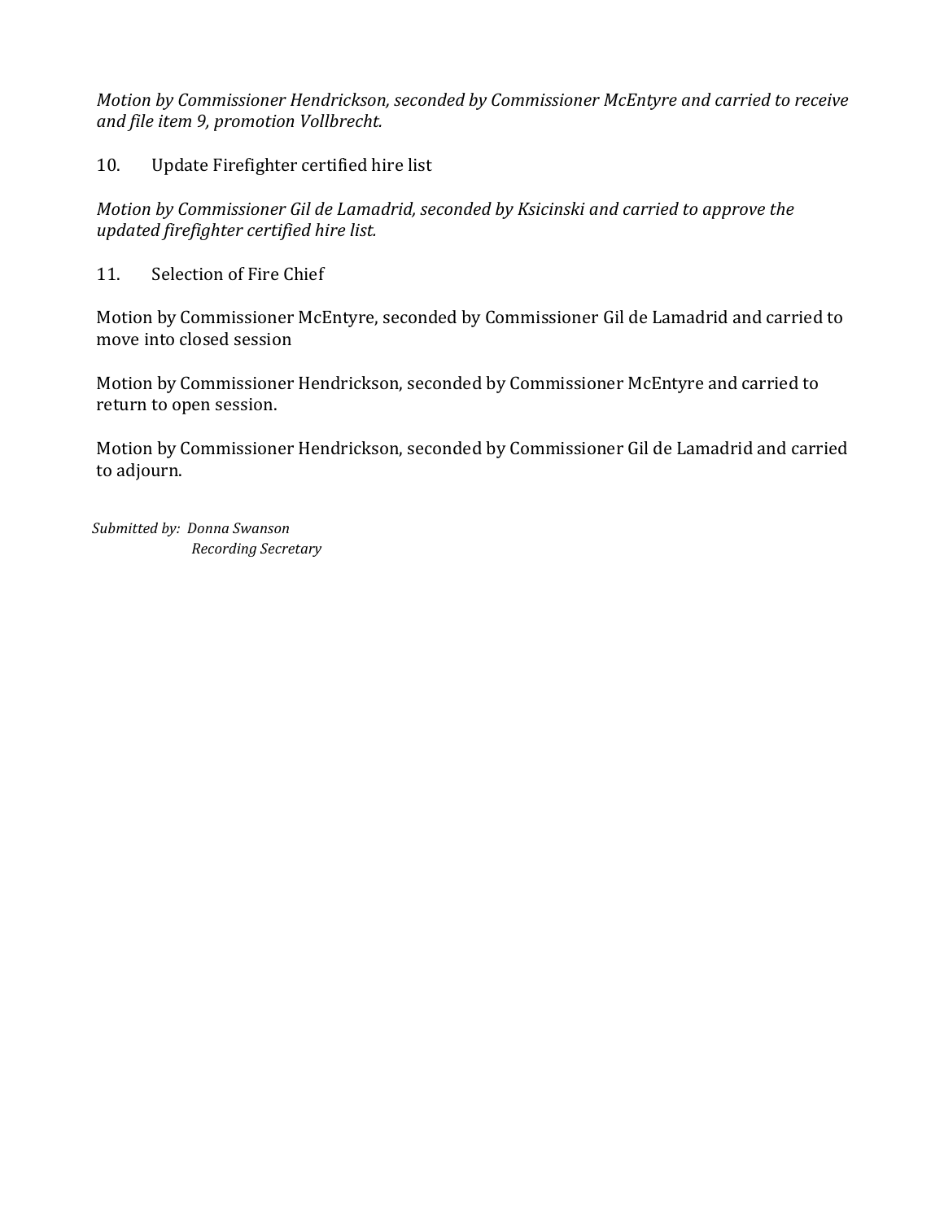*Motion by Commissioner Hendrickson, seconded by Commissioner McEntyre and carried to receive and file item 9, promotion Vollbrecht.*

10. Update Firefighter certified hire list

*Motion by Commissioner Gil de Lamadrid, seconded by Ksicinski and carried to approve the updated firefighter certified hire list.*

11. Selection of Fire Chief

Motion by Commissioner McEntyre, seconded by Commissioner Gil de Lamadrid and carried to move into closed session

Motion by Commissioner Hendrickson, seconded by Commissioner McEntyre and carried to return to open session.

Motion by Commissioner Hendrickson, seconded by Commissioner Gil de Lamadrid and carried to adjourn.

*Submitted by: Donna Swanson*
*Recording Secretary*